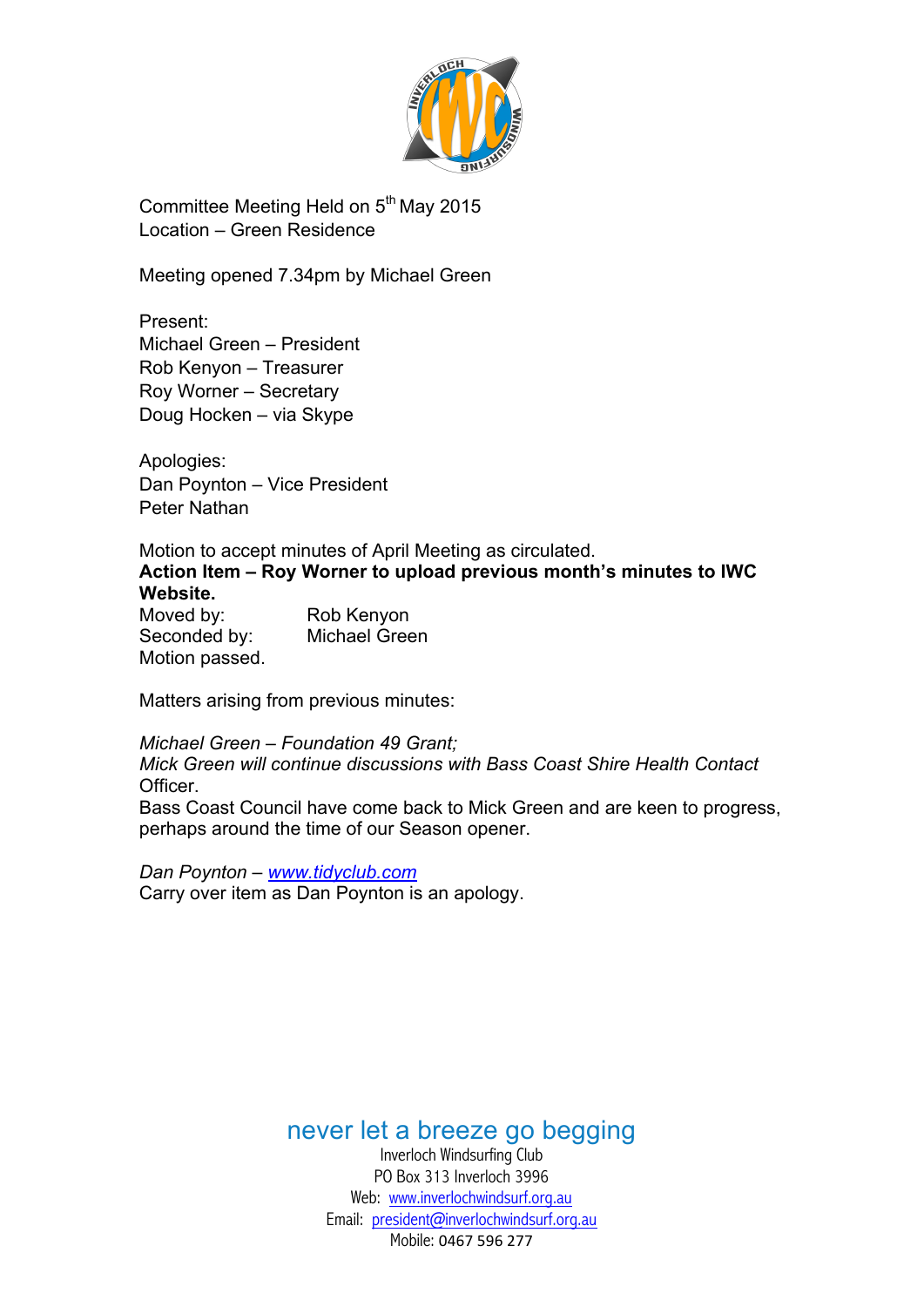Committee Meeting Held on 5th May 2015
Location – Green Residence

Meeting opened 7.34pm by Michael Green

Present:
Michael Green – President
Rob Kenyon – Treasurer
Roy Worner – Secretary
Doug Hocken – via Skype

Apologies:
Dan Poynton – Vice President
Peter Nathan

Motion to accept minutes of April Meeting as circulated.
**Action Item – Roy Worner to upload previous month's minutes to IWC Website.**

| Moved by: | Rob Kenyon |
|---|---|
| Seconded by: | Michael Green |

Motion passed.

Matters arising from previous minutes:

*Michael Green – Foundation 49 Grant;*
*Mick Green will continue discussions with Bass Coast Shire Health Contact* Officer.
Bass Coast Council have come back to Mick Green and are keen to progress, perhaps around the time of our Season opener.

*Dan Poynton – [www.tidyclub.com](www.tidyclub.com)*
Carry over item as Dan Poynton is an apology.

never let a breeze go begging
Inverloch Windsurfing Club
PO Box 313 Inverloch 3996
Web: [www.inverlochwindsurf.org.au](www.inverlochwindsurf.org.au)
Email: [president@inverlochwindsurf.org.au](mailto:president@inverlochwindsurf.org.au)
Mobile: 0467 596 277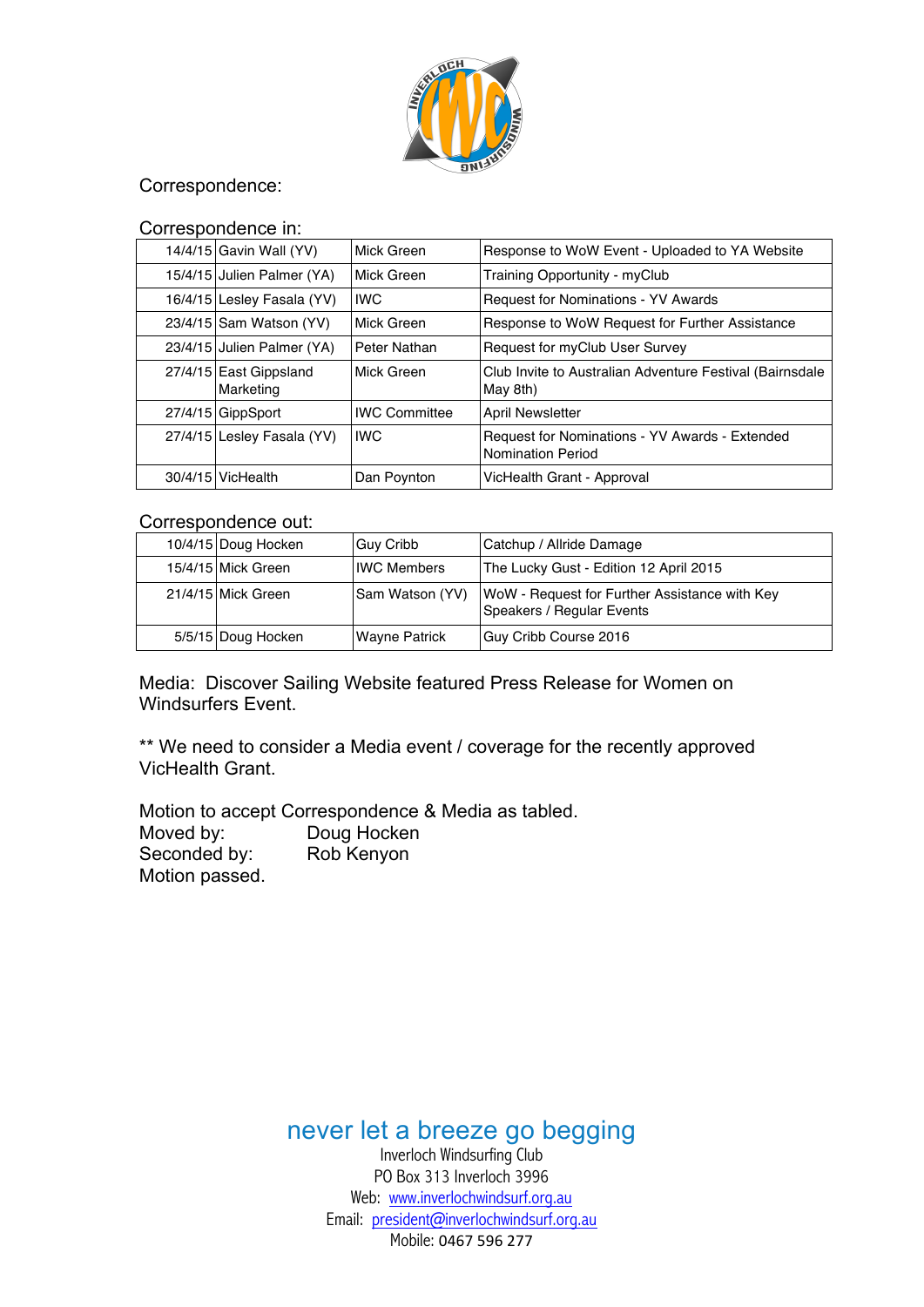Correspondence:

Correspondence in:

| | | | |
|---|---|---|---|
| 14/4/15 | Gavin Wall (YV) | Mick Green | Response to WoW Event - Uploaded to YA Website |
| 15/4/15 | Julien Palmer (YA) | Mick Green | Training Opportunity - myClub |
| 16/4/15 | Lesley Fasala (YV) | IWC | Request for Nominations - YV Awards |
| 23/4/15 | Sam Watson (YV) | Mick Green | Response to WoW Request for Further Assistance |
| 23/4/15 | Julien Palmer (YA) | Peter Nathan | Request for myClub User Survey |
| 27/4/15 | East Gippsland Marketing | Mick Green | Club Invite to Australian Adventure Festival (Bairnsdale May 8th) |
| 27/4/15 | GippSport | IWC Committee | April Newsletter |
| 27/4/15 | Lesley Fasala (YV) | IWC | Request for Nominations - YV Awards - Extended Nomination Period |
| 30/4/15 | VicHealth | Dan Poynton | VicHealth Grant - Approval |

Correspondence out:

| | | | |
|---|---|---|---|
| 10/4/15 | Doug Hocken | Guy Cribb | Catchup / Allride Damage |
| 15/4/15 | Mick Green | IWC Members | The Lucky Gust - Edition 12 April 2015 |
| 21/4/15 | Mick Green | Sam Watson (YV) | WoW - Request for Further Assistance with Key Speakers / Regular Events |
| 5/5/15 | Doug Hocken | Wayne Patrick | Guy Cribb Course 2016 |

Media: Discover Sailing Website featured Press Release for Women on Windsurfers Event.

** We need to consider a Media event / coverage for the recently approved VicHealth Grant.

Motion to accept Correspondence & Media as tabled.
Moved by: Doug Hocken
Seconded by: Rob Kenyon
Motion passed.

never let a breeze go begging
Inverloch Windsurfing Club
PO Box 313 Inverloch 3996
Web: www.inverlochwindsurf.org.au
Email: president@inverlochwindsurf.org.au
Mobile: 0467 596 277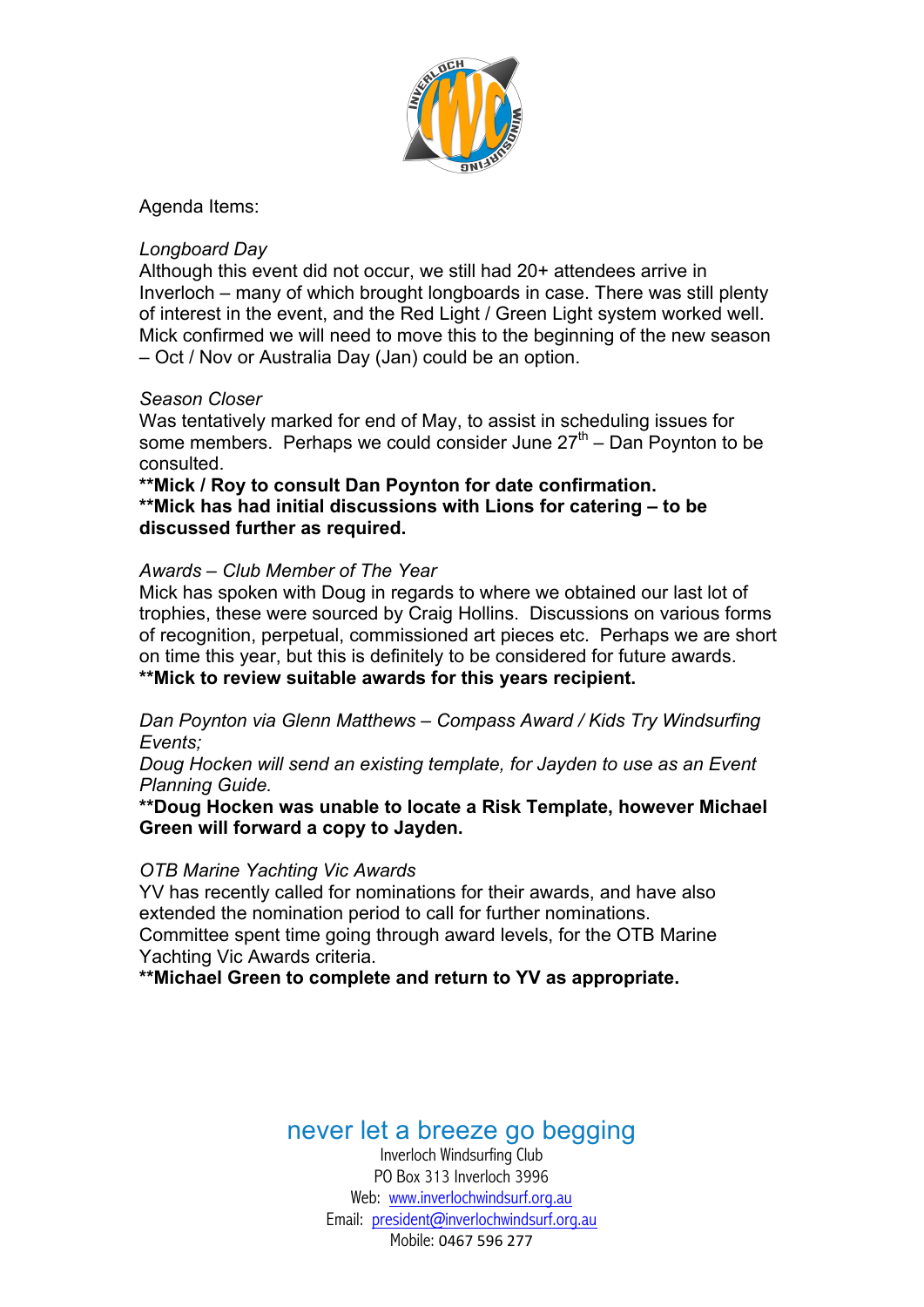Agenda Items:

*Longboard Day*
Although this event did not occur, we still had 20+ attendees arrive in Inverloch – many of which brought longboards in case. There was still plenty of interest in the event, and the Red Light / Green Light system worked well. Mick confirmed we will need to move this to the beginning of the new season – Oct / Nov or Australia Day (Jan) could be an option.

*Season Closer*
Was tentatively marked for end of May, to assist in scheduling issues for some members. Perhaps we could consider June 27th – Dan Poynton to be consulted.
**\*\*Mick / Roy to consult Dan Poynton for date confirmation.**
**\*\*Mick has had initial discussions with Lions for catering – to be discussed further as required.**

*Awards – Club Member of The Year*
Mick has spoken with Doug in regards to where we obtained our last lot of trophies, these were sourced by Craig Hollins. Discussions on various forms of recognition, perpetual, commissioned art pieces etc. Perhaps we are short on time this year, but this is definitely to be considered for future awards.
**\*\*Mick to review suitable awards for this years recipient.**

*Dan Poynton via Glenn Matthews – Compass Award / Kids Try Windsurfing Events;*
*Doug Hocken will send an existing template, for Jayden to use as an Event Planning Guide.*
**\*\*Doug Hocken was unable to locate a Risk Template, however Michael Green will forward a copy to Jayden.**

*OTB Marine Yachting Vic Awards*
YV has recently called for nominations for their awards, and have also extended the nomination period to call for further nominations.
Committee spent time going through award levels, for the OTB Marine Yachting Vic Awards criteria.
**\*\*Michael Green to complete and return to YV as appropriate.**

never let a breeze go begging
Inverloch Windsurfing Club
PO Box 313 Inverloch 3996
Web: www.inverlochwindsurf.org.au
Email: president@inverlochwindsurf.org.au
Mobile: 0467 596 277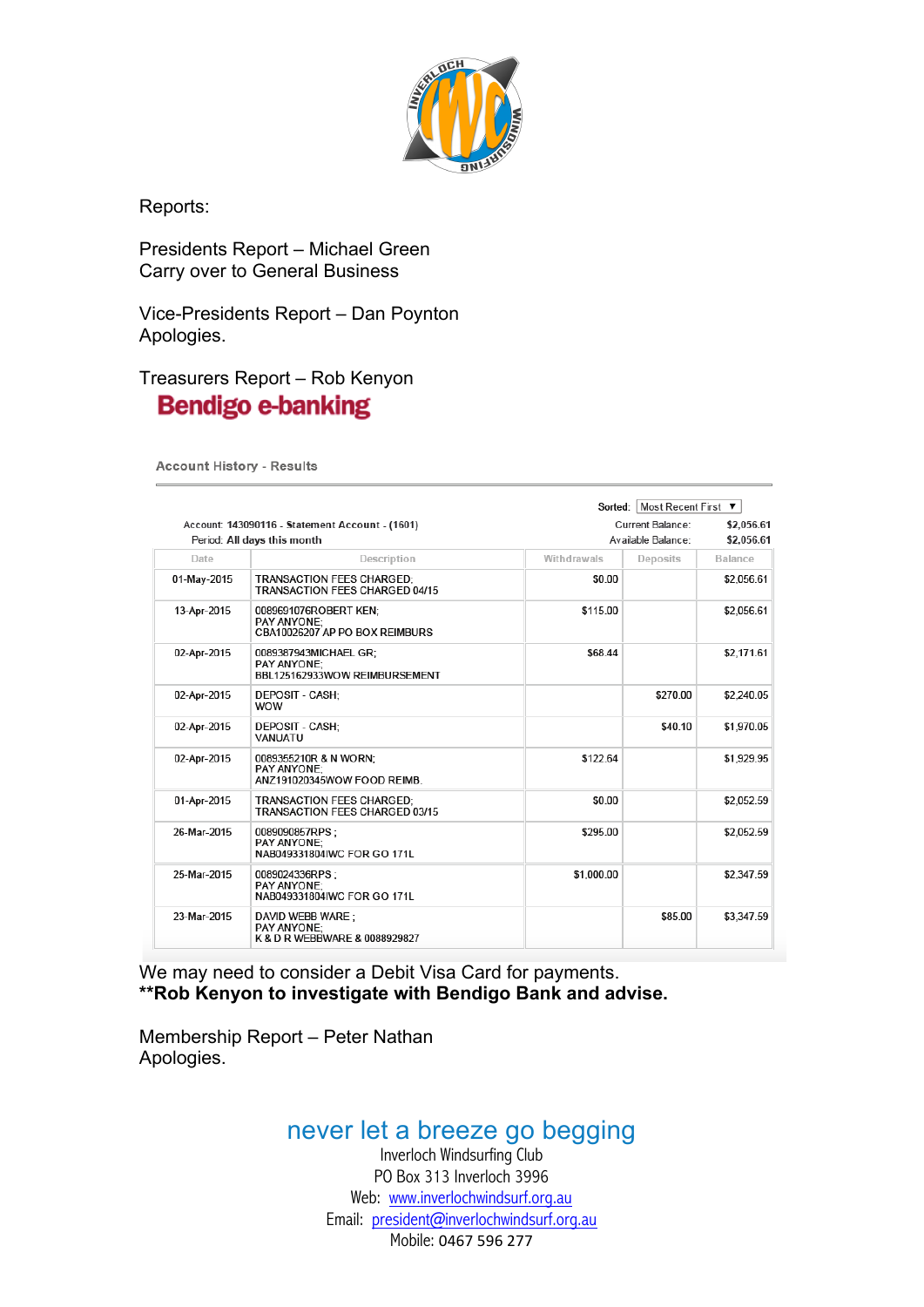Reports:

Presidents Report – Michael Green
Carry over to General Business

Vice-Presidents Report – Dan Poynton
Apologies.

Treasurers Report – Rob Kenyon

**Bendigo e-banking**

Account History - Results

Sorted: Most Recent First

Account: 143090116 - Statement Account - (1601)
Period: All days this month

Current Balance: $2,056.61
Available Balance: $2,056.61

| Date | Description | Withdrawals | Deposits | Balance |
|---|---|---|---|---|
| 01-May-2015 | TRANSACTION FEES CHARGED; TRANSACTION FEES CHARGED 04/15 | $0.00 | | $2,056.61 |
| 13-Apr-2015 | 0089691076ROBERT KEN; PAY ANYONE; CBA10026207 AP PO BOX REIMBURS | $115.00 | | $2,056.61 |
| 02-Apr-2015 | 0089387943MICHAEL GR; PAY ANYONE; BBL125162933WOW REIMBURSEMENT | $68.44 | | $2,171.61 |
| 02-Apr-2015 | DEPOSIT - CASH; WOW | | $270.00 | $2,240.05 |
| 02-Apr-2015 | DEPOSIT - CASH; VANUATU | | $40.10 | $1,970.05 |
| 02-Apr-2015 | 0089355210R & N WORN; PAY ANYONE; ANZ191020345WOW FOOD REIMB. | $122.64 | | $1,929.95 |
| 01-Apr-2015 | TRANSACTION FEES CHARGED; TRANSACTION FEES CHARGED 03/15 | $0.00 | | $2,052.59 |
| 26-Mar-2015 | 0089090857RPS ; PAY ANYONE; NAB049331804IWC FOR GO 171L | $295.00 | | $2,052.59 |
| 25-Mar-2015 | 0089024336RPS ; PAY ANYONE; NAB049331804IWC FOR GO 171L | $1,000.00 | | $2,347.59 |
| 23-Mar-2015 | DAVID WEBB WARE ; PAY ANYONE; K & D R WEBBWARE & 0088929827 | | $85.00 | $3,347.59 |

We may need to consider a Debit Visa Card for payments.
**\*\*Rob Kenyon to investigate with Bendigo Bank and advise.**

Membership Report – Peter Nathan
Apologies.

never let a breeze go begging
Inverloch Windsurfing Club
PO Box 313 Inverloch 3996
Web: www.inverlochwindsurf.org.au
Email: president@inverlochwindsurf.org.au
Mobile: 0467 596 277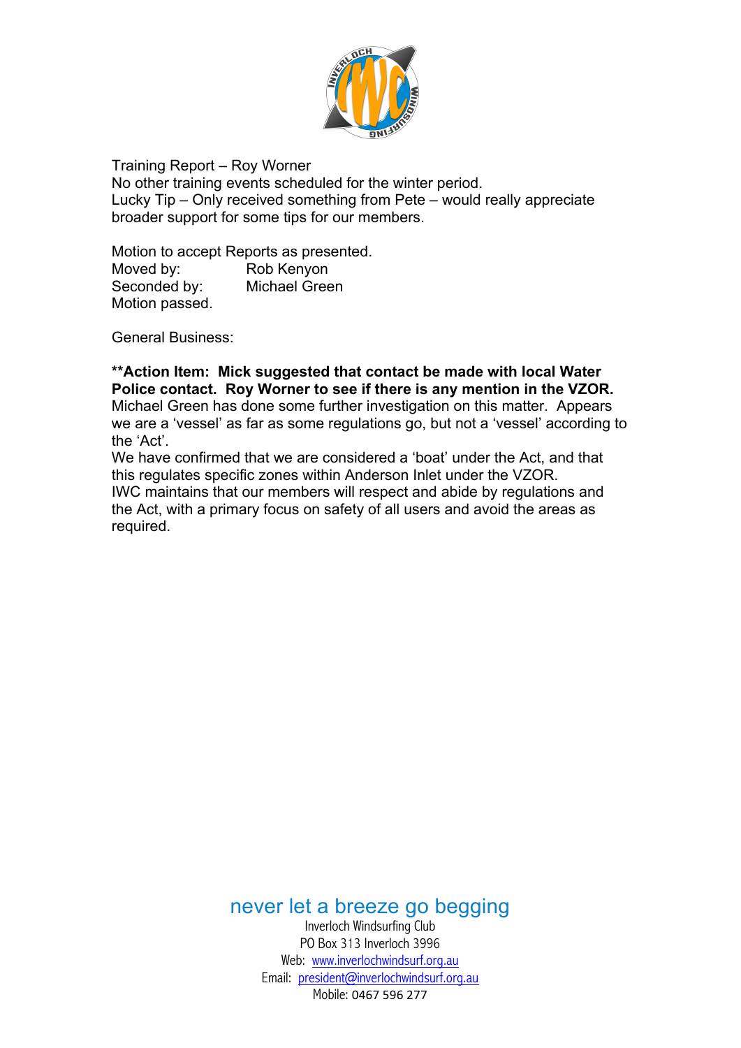Training Report – Roy Worner
No other training events scheduled for the winter period.
Lucky Tip – Only received something from Pete – would really appreciate broader support for some tips for our members.

Motion to accept Reports as presented.
Moved by: Rob Kenyon
Seconded by: Michael Green
Motion passed.

General Business:

**\*\*Action Item: Mick suggested that contact be made with local Water Police contact. Roy Worner to see if there is any mention in the VZOR.**
Michael Green has done some further investigation on this matter. Appears we are a 'vessel' as far as some regulations go, but not a 'vessel' according to the 'Act'.
We have confirmed that we are considered a 'boat' under the Act, and that this regulates specific zones within Anderson Inlet under the VZOR.
IWC maintains that our members will respect and abide by regulations and the Act, with a primary focus on safety of all users and avoid the areas as required.

never let a breeze go begging
Inverloch Windsurfing Club
PO Box 313 Inverloch 3996
Web: www.inverlochwindsurf.org.au
Email: president@inverlochwindsurf.org.au
Mobile: 0467 596 277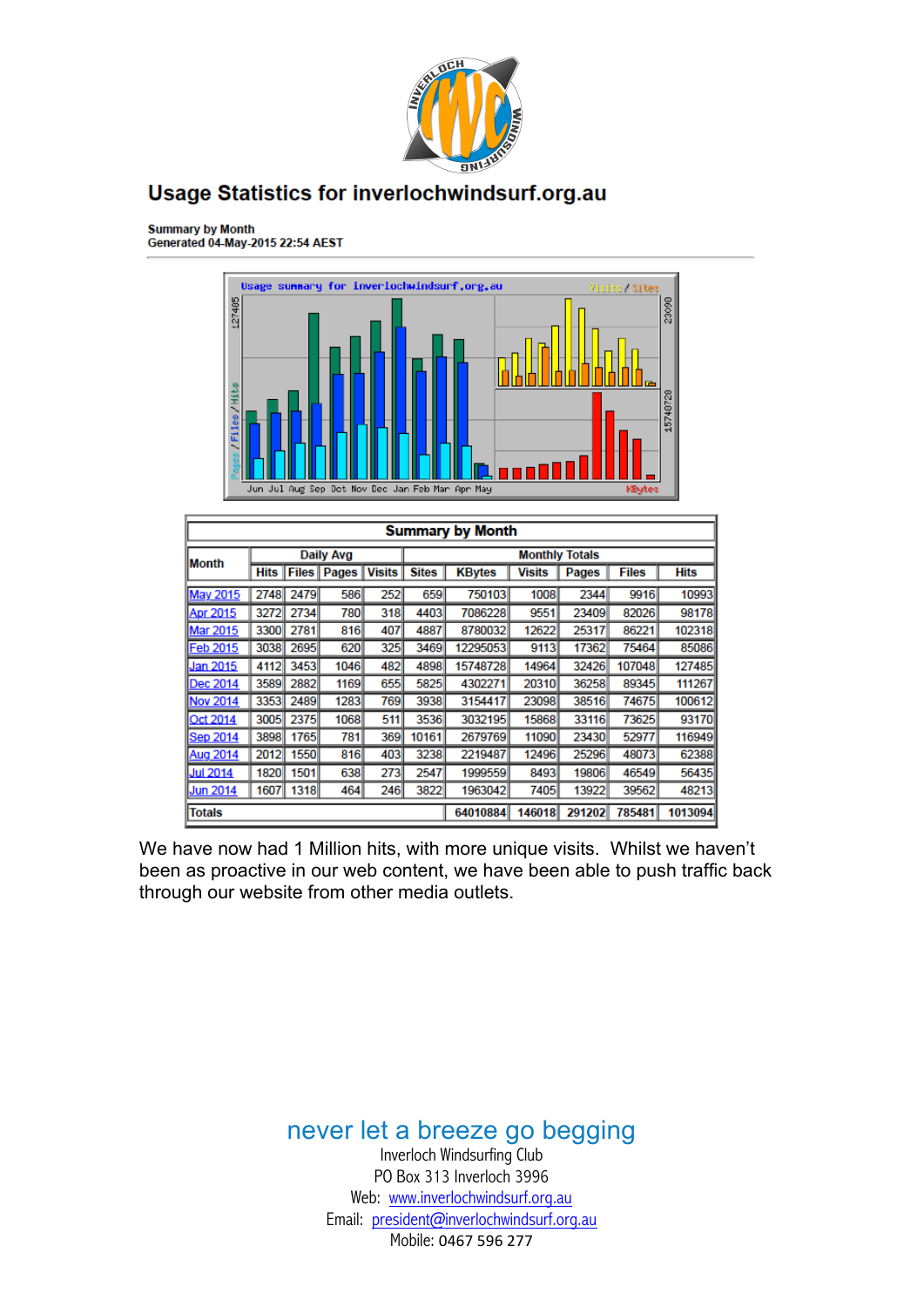## Usage Statistics for inverlochwindsurf.org.au

**Summary by Month**
**Generated 04-May-2015 22:54 AEST**

| Summary by Month | | | | | | | | | | |
|---|---|---|---|---|---|---|---|---|---|---|
| Month | Daily Avg | | | | Monthly Totals | | | | | |
| | Hits | Files | Pages | Visits | Sites | KBytes | Visits | Pages | Files | Hits |
| May 2015 | 2748 | 2479 | 586 | 252 | 659 | 750103 | 1008 | 2344 | 9916 | 10993 |
| Apr 2015 | 3272 | 2734 | 780 | 318 | 4403 | 7086228 | 9551 | 23409 | 82026 | 98178 |
| Mar 2015 | 3300 | 2781 | 816 | 407 | 4887 | 8780032 | 12622 | 25317 | 86221 | 102318 |
| Feb 2015 | 3038 | 2695 | 620 | 325 | 3469 | 12295053 | 9113 | 17362 | 75464 | 85086 |
| Jan 2015 | 4112 | 3453 | 1046 | 482 | 4898 | 15748728 | 14964 | 32426 | 107048 | 127485 |
| Dec 2014 | 3589 | 2882 | 1169 | 655 | 5825 | 4302271 | 20310 | 36258 | 89345 | 111267 |
| Nov 2014 | 3353 | 2489 | 1283 | 769 | 3938 | 3154417 | 23098 | 38516 | 74675 | 100612 |
| Oct 2014 | 3005 | 2375 | 1068 | 511 | 3536 | 3032195 | 15868 | 33116 | 73625 | 93170 |
| Sep 2014 | 3898 | 1765 | 781 | 369 | 10161 | 2679769 | 11090 | 23430 | 52977 | 116949 |
| Aug 2014 | 2012 | 1550 | 816 | 403 | 3238 | 2219487 | 12496 | 25296 | 48073 | 62388 |
| Jul 2014 | 1820 | 1501 | 638 | 273 | 2547 | 1999559 | 8493 | 19806 | 46549 | 56435 |
| Jun 2014 | 1607 | 1318 | 464 | 246 | 3822 | 1963042 | 7405 | 13922 | 39562 | 48213 |
| Totals | | | | | | 64010884 | 146018 | 291202 | 785481 | 1013094 |

We have now had 1 Million hits, with more unique visits. Whilst we haven't been as proactive in our web content, we have been able to push traffic back through our website from other media outlets.

never let a breeze go begging

Inverloch Windsurfing Club
PO Box 313 Inverloch 3996
Web: www.inverlochwindsurf.org.au
Email: president@inverlochwindsurf.org.au
Mobile: 0467 596 277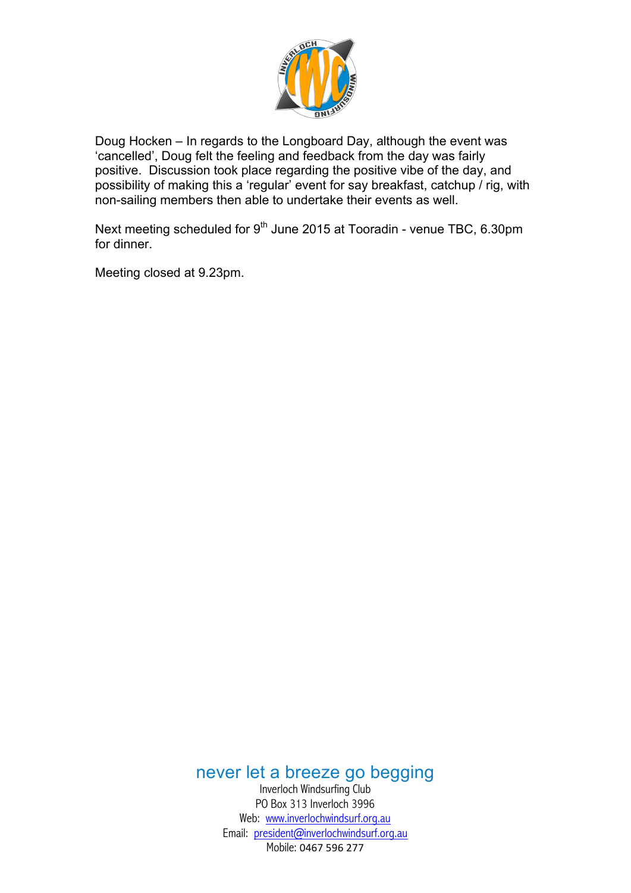Doug Hocken – In regards to the Longboard Day, although the event was 'cancelled', Doug felt the feeling and feedback from the day was fairly positive. Discussion took place regarding the positive vibe of the day, and possibility of making this a 'regular' event for say breakfast, catchup / rig, with non-sailing members then able to undertake their events as well.

Next meeting scheduled for 9th June 2015 at Tooradin - venue TBC, 6.30pm for dinner.

Meeting closed at 9.23pm.

never let a breeze go begging

Inverloch Windsurfing Club
PO Box 313 Inverloch 3996
Web: www.inverlochwindsurf.org.au
Email: president@inverlochwindsurf.org.au
Mobile: 0467 596 277